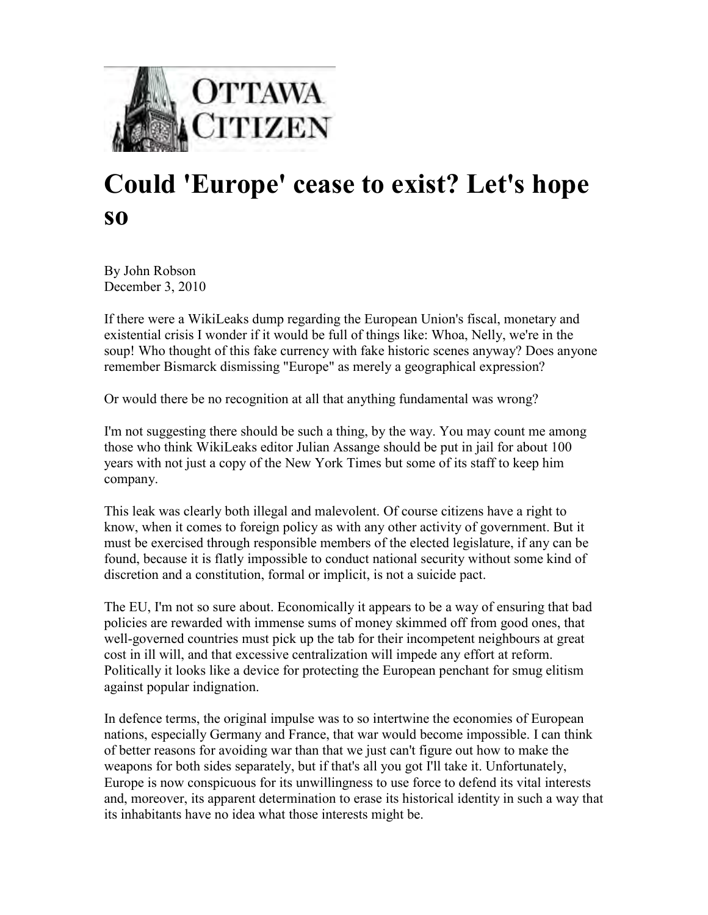# Could 'Europe' cease to exist? Let's hope so

By John Robson
December 3, 2010

If there were a WikiLeaks dump regarding the European Union's fiscal, monetary and existential crisis I wonder if it would be full of things like: Whoa, Nelly, we're in the soup! Who thought of this fake currency with fake historic scenes anyway? Does anyone remember Bismarck dismissing "Europe" as merely a geographical expression?

Or would there be no recognition at all that anything fundamental was wrong?

I'm not suggesting there should be such a thing, by the way. You may count me among those who think WikiLeaks editor Julian Assange should be put in jail for about 100 years with not just a copy of the New York Times but some of its staff to keep him company.

This leak was clearly both illegal and malevolent. Of course citizens have a right to know, when it comes to foreign policy as with any other activity of government. But it must be exercised through responsible members of the elected legislature, if any can be found, because it is flatly impossible to conduct national security without some kind of discretion and a constitution, formal or implicit, is not a suicide pact.

The EU, I'm not so sure about. Economically it appears to be a way of ensuring that bad policies are rewarded with immense sums of money skimmed off from good ones, that well-governed countries must pick up the tab for their incompetent neighbours at great cost in ill will, and that excessive centralization will impede any effort at reform. Politically it looks like a device for protecting the European penchant for smug elitism against popular indignation.

In defence terms, the original impulse was to so intertwine the economies of European nations, especially Germany and France, that war would become impossible. I can think of better reasons for avoiding war than that we just can't figure out how to make the weapons for both sides separately, but if that's all you got I'll take it. Unfortunately, Europe is now conspicuous for its unwillingness to use force to defend its vital interests and, moreover, its apparent determination to erase its historical identity in such a way that its inhabitants have no idea what those interests might be.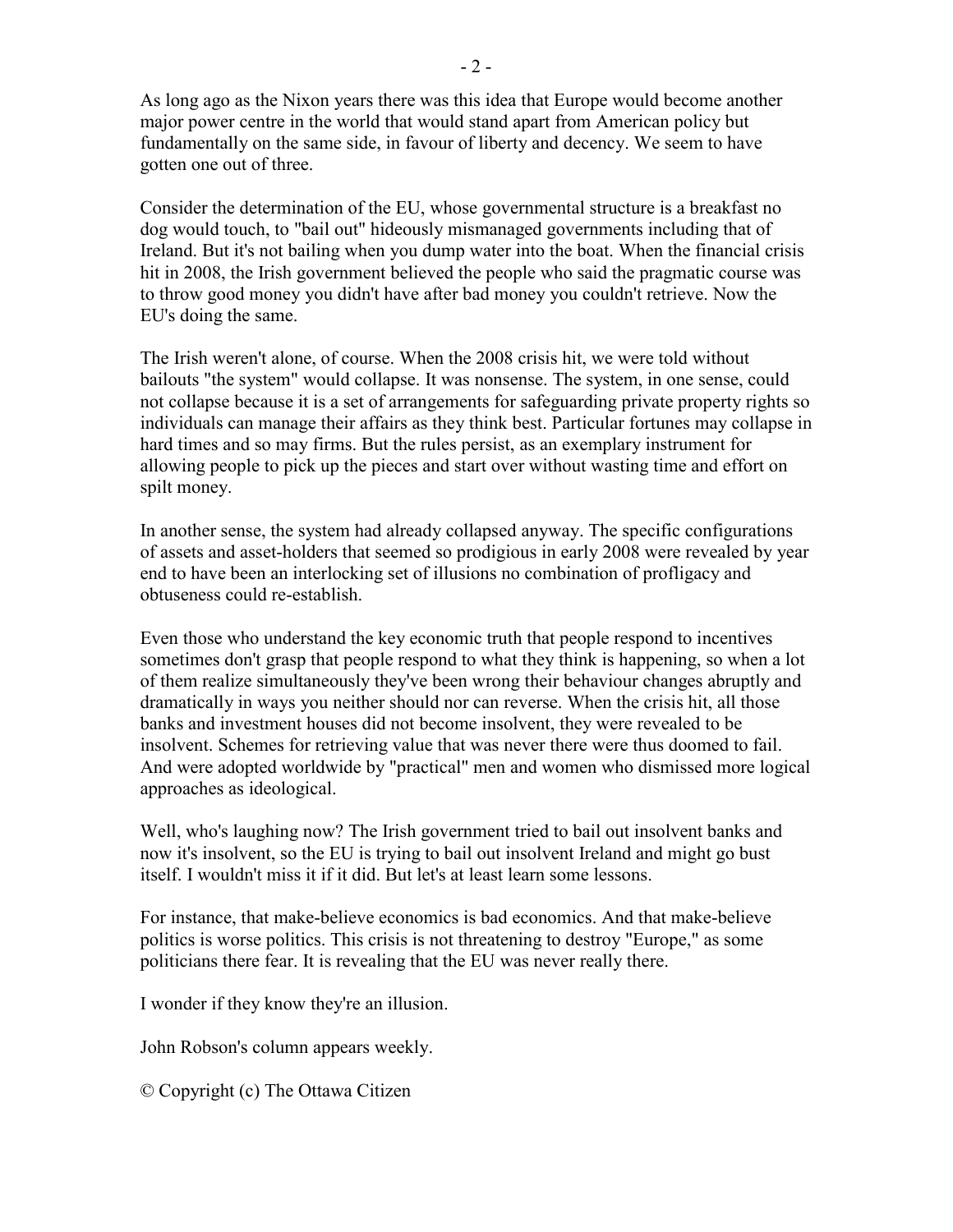As long ago as the Nixon years there was this idea that Europe would become another major power centre in the world that would stand apart from American policy but fundamentally on the same side, in favour of liberty and decency. We seem to have gotten one out of three.

Consider the determination of the EU, whose governmental structure is a breakfast no dog would touch, to "bail out" hideously mismanaged governments including that of Ireland. But it's not bailing when you dump water into the boat. When the financial crisis hit in 2008, the Irish government believed the people who said the pragmatic course was to throw good money you didn't have after bad money you couldn't retrieve. Now the EU's doing the same.

The Irish weren't alone, of course. When the 2008 crisis hit, we were told without bailouts "the system" would collapse. It was nonsense. The system, in one sense, could not collapse because it is a set of arrangements for safeguarding private property rights so individuals can manage their affairs as they think best. Particular fortunes may collapse in hard times and so may firms. But the rules persist, as an exemplary instrument for allowing people to pick up the pieces and start over without wasting time and effort on spilt money.

In another sense, the system had already collapsed anyway. The specific configurations of assets and asset-holders that seemed so prodigious in early 2008 were revealed by year end to have been an interlocking set of illusions no combination of profligacy and obtuseness could re-establish.

Even those who understand the key economic truth that people respond to incentives sometimes don't grasp that people respond to what they think is happening, so when a lot of them realize simultaneously they've been wrong their behaviour changes abruptly and dramatically in ways you neither should nor can reverse. When the crisis hit, all those banks and investment houses did not become insolvent, they were revealed to be insolvent. Schemes for retrieving value that was never there were thus doomed to fail. And were adopted worldwide by "practical" men and women who dismissed more logical approaches as ideological.

Well, who's laughing now? The Irish government tried to bail out insolvent banks and now it's insolvent, so the EU is trying to bail out insolvent Ireland and might go bust itself. I wouldn't miss it if it did. But let's at least learn some lessons.

For instance, that make-believe economics is bad economics. And that make-believe politics is worse politics. This crisis is not threatening to destroy "Europe," as some politicians there fear. It is revealing that the EU was never really there.

I wonder if they know they're an illusion.

John Robson's column appears weekly.

© Copyright (c) The Ottawa Citizen